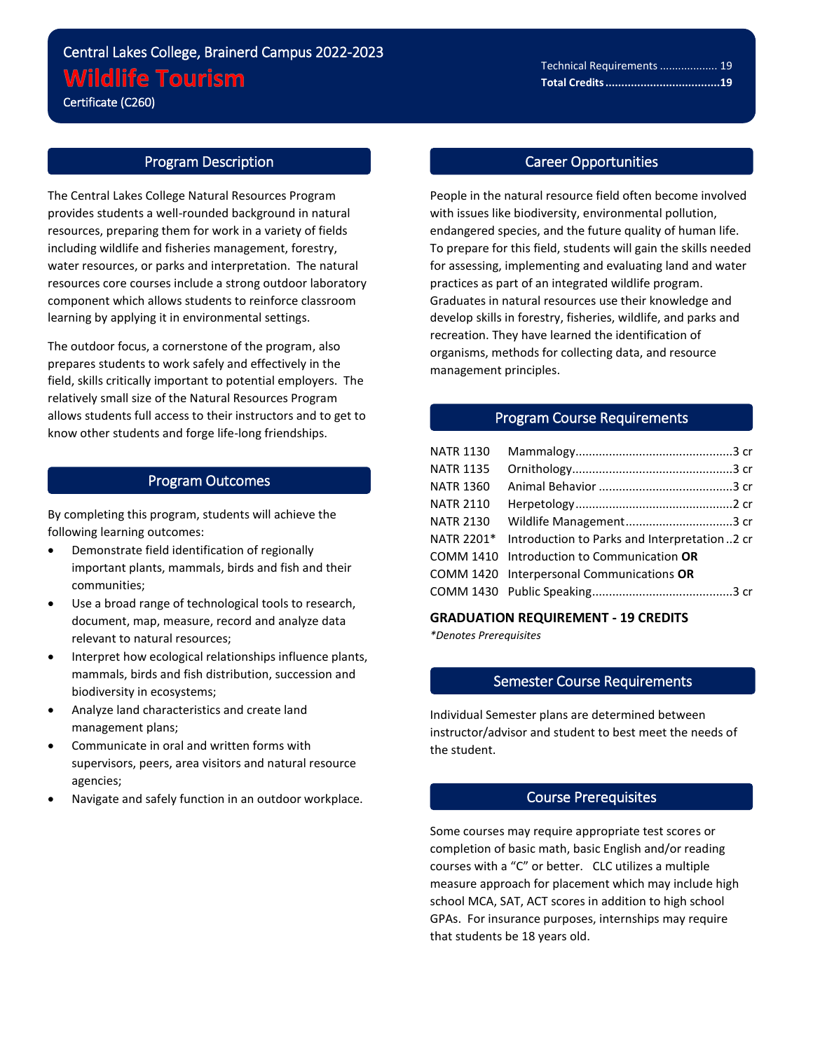Central Lakes College, Brainerd Campus 2022-2023

# Wildlife Tourism

Certificate (C260)

Technical Requirements .................. 19
**Total Credits ..................................19**

## Program Description

The Central Lakes College Natural Resources Program provides students a well-rounded background in natural resources, preparing them for work in a variety of fields including wildlife and fisheries management, forestry, water resources, or parks and interpretation. The natural resources core courses include a strong outdoor laboratory component which allows students to reinforce classroom learning by applying it in environmental settings.

The outdoor focus, a cornerstone of the program, also prepares students to work safely and effectively in the field, skills critically important to potential employers. The relatively small size of the Natural Resources Program allows students full access to their instructors and to get to know other students and forge life-long friendships.

## Program Outcomes

By completing this program, students will achieve the following learning outcomes:

- Demonstrate field identification of regionally important plants, mammals, birds and fish and their communities;
- Use a broad range of technological tools to research, document, map, measure, record and analyze data relevant to natural resources;
- Interpret how ecological relationships influence plants, mammals, birds and fish distribution, succession and biodiversity in ecosystems;
- Analyze land characteristics and create land management plans;
- Communicate in oral and written forms with supervisors, peers, area visitors and natural resource agencies;
- Navigate and safely function in an outdoor workplace.

## Career Opportunities

People in the natural resource field often become involved with issues like biodiversity, environmental pollution, endangered species, and the future quality of human life. To prepare for this field, students will gain the skills needed for assessing, implementing and evaluating land and water practices as part of an integrated wildlife program. Graduates in natural resources use their knowledge and develop skills in forestry, fisheries, wildlife, and parks and recreation. They have learned the identification of organisms, methods for collecting data, and resource management principles.

## Program Course Requirements

| | | |
|---|---|---|
| NATR 1130 | Mammalogy | 3 cr |
| NATR 1135 | Ornithology | 3 cr |
| NATR 1360 | Animal Behavior | 3 cr |
| NATR 2110 | Herpetology | 2 cr |
| NATR 2130 | Wildlife Management | 3 cr |
| NATR 2201* | Introduction to Parks and Interpretation | 2 cr |
| COMM 1410 | Introduction to Communication **OR** | |
| COMM 1420 | Interpersonal Communications **OR** | |
| COMM 1430 | Public Speaking | 3 cr |

**GRADUATION REQUIREMENT - 19 CREDITS**

*\*Denotes Prerequisites*

## Semester Course Requirements

Individual Semester plans are determined between instructor/advisor and student to best meet the needs of the student.

## Course Prerequisites

Some courses may require appropriate test scores or completion of basic math, basic English and/or reading courses with a "C" or better. CLC utilizes a multiple measure approach for placement which may include high school MCA, SAT, ACT scores in addition to high school GPAs. For insurance purposes, internships may require that students be 18 years old.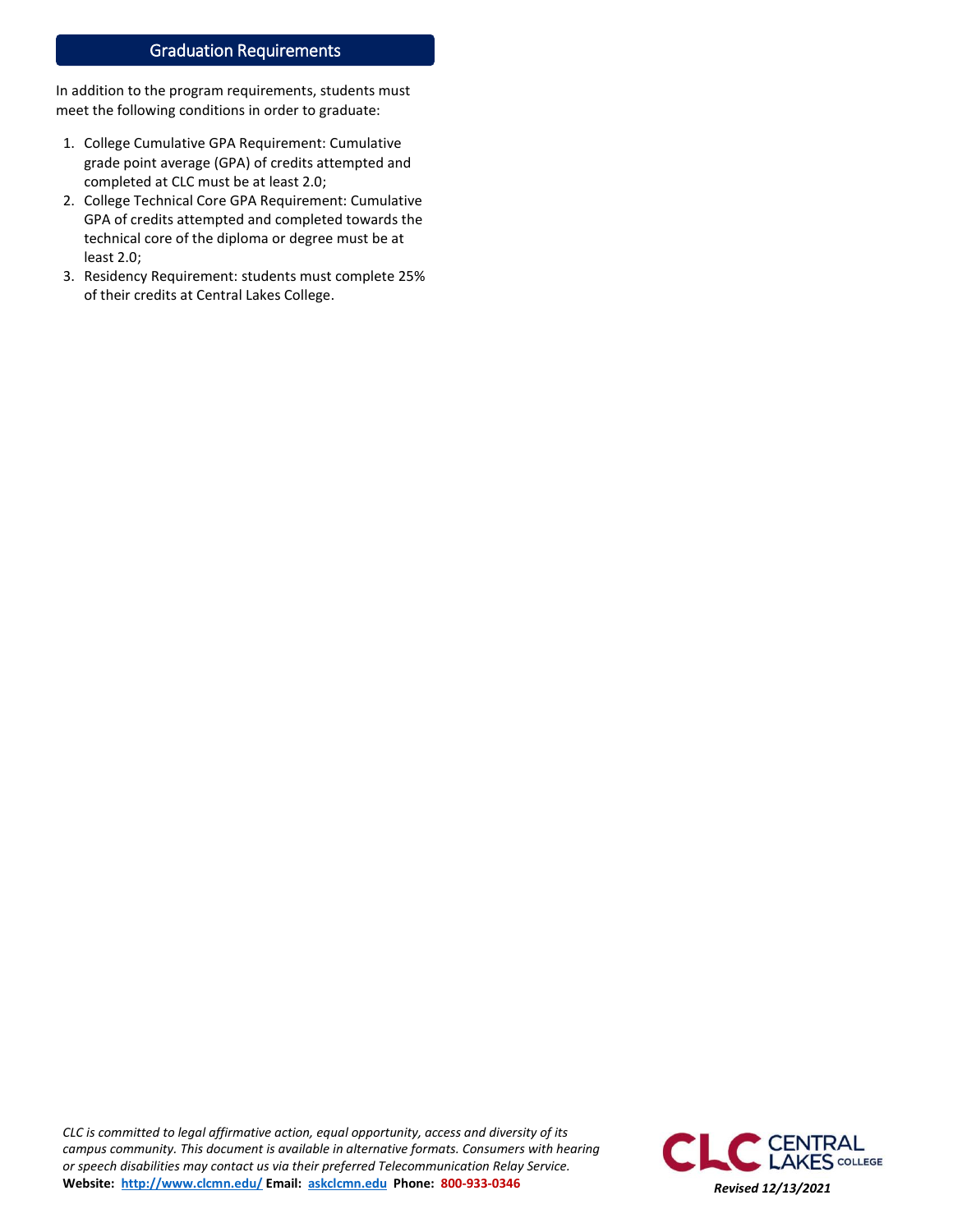## Graduation Requirements

In addition to the program requirements, students must meet the following conditions in order to graduate:

1. College Cumulative GPA Requirement: Cumulative grade point average (GPA) of credits attempted and completed at CLC must be at least 2.0;
2. College Technical Core GPA Requirement: Cumulative GPA of credits attempted and completed towards the technical core of the diploma or degree must be at least 2.0;
3. Residency Requirement: students must complete 25% of their credits at Central Lakes College.

*CLC is committed to legal affirmative action, equal opportunity, access and diversity of its campus community. This document is available in alternative formats. Consumers with hearing or speech disabilities may contact us via their preferred Telecommunication Relay Service.*
**Website:** http://www.clcmn.edu/ **Email:** askclcmn.edu **Phone:** 800-933-0346

CLC CENTRAL LAKES COLLEGE

***Revised 12/13/2021***